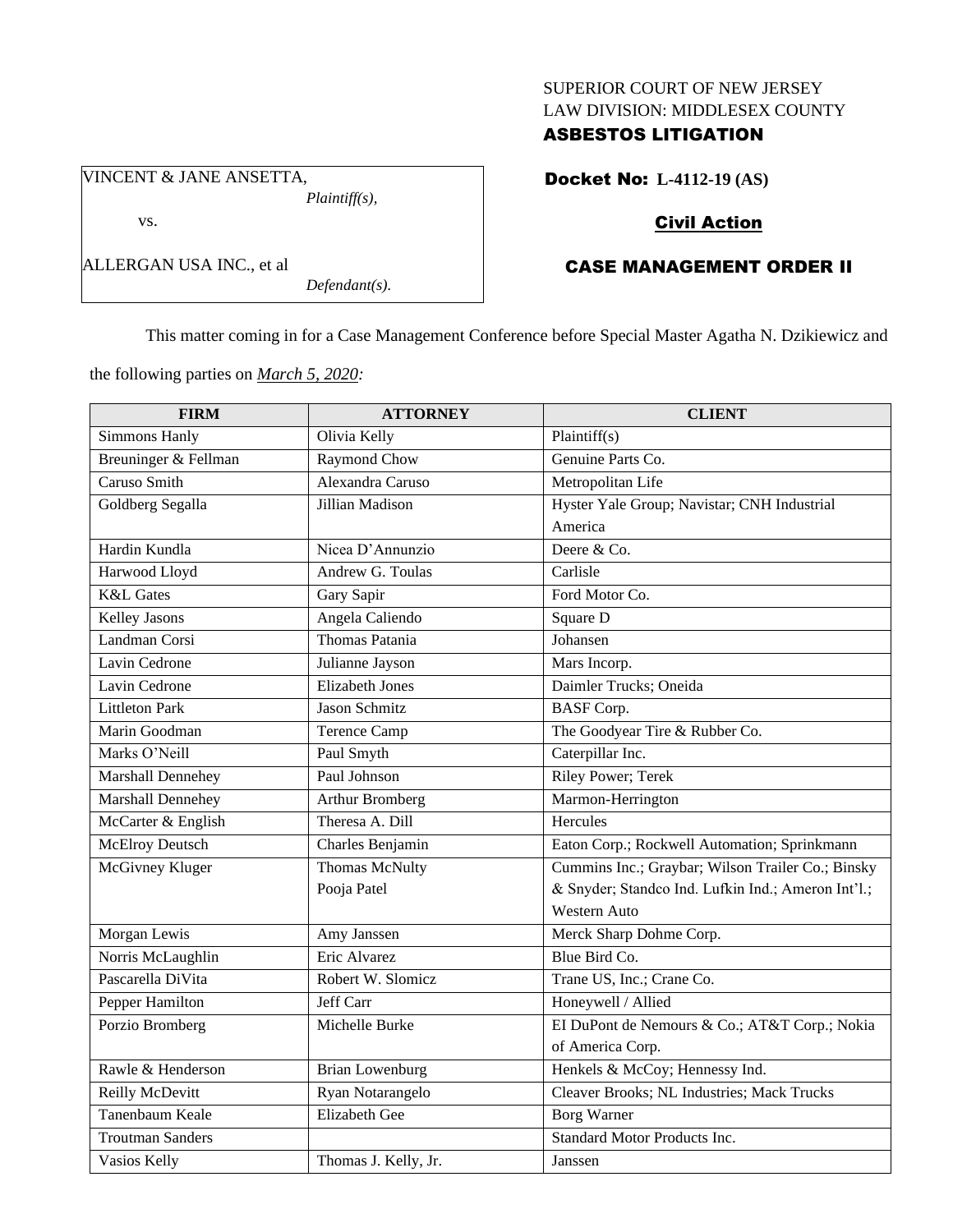SUPERIOR COURT OF NEW JERSEY
LAW DIVISION: MIDDLESEX COUNTY
**ASBESTOS LITIGATION**

VINCENT & JANE ANSETTA,
*Plaintiff(s),*

vs.

ALLERGAN USA INC., et al
*Defendant(s).*

**Docket No: L-4112-19 (AS)**

**Civil Action**

**CASE MANAGEMENT ORDER II**

This matter coming in for a Case Management Conference before Special Master Agatha N. Dzikiewicz and the following parties on *March 5, 2020:*

| FIRM | ATTORNEY | CLIENT |
|---|---|---|
| Simmons Hanly | Olivia Kelly | Plaintiff(s) |
| Breuninger & Fellman | Raymond Chow | Genuine Parts Co. |
| Caruso Smith | Alexandra Caruso | Metropolitan Life |
| Goldberg Segalla | Jillian Madison | Hyster Yale Group; Navistar; CNH Industrial America |
| Hardin Kundla | Nicea D'Annunzio | Deere & Co. |
| Harwood Lloyd | Andrew G. Toulas | Carlisle |
| K&L Gates | Gary Sapir | Ford Motor Co. |
| Kelley Jasons | Angela Caliendo | Square D |
| Landman Corsi | Thomas Patania | Johansen |
| Lavin Cedrone | Julianne Jayson | Mars Incorp. |
| Lavin Cedrone | Elizabeth Jones | Daimler Trucks; Oneida |
| Littleton Park | Jason Schmitz | BASF Corp. |
| Marin Goodman | Terence Camp | The Goodyear Tire & Rubber Co. |
| Marks O'Neill | Paul Smyth | Caterpillar Inc. |
| Marshall Dennehey | Paul Johnson | Riley Power; Terek |
| Marshall Dennehey | Arthur Bromberg | Marmon-Herrington |
| McCarter & English | Theresa A. Dill | Hercules |
| McElroy Deutsch | Charles Benjamin | Eaton Corp.; Rockwell Automation; Sprinkmann |
| McGivney Kluger | Thomas McNulty<br>Pooja Patel | Cummins Inc.; Graybar; Wilson Trailer Co.; Binsky & Snyder; Standco Ind. Lufkin Ind.; Ameron Int'l.; Western Auto |
| Morgan Lewis | Amy Janssen | Merck Sharp Dohme Corp. |
| Norris McLaughlin | Eric Alvarez | Blue Bird Co. |
| Pascarella DiVita | Robert W. Slomicz | Trane US, Inc.; Crane Co. |
| Pepper Hamilton | Jeff Carr | Honeywell / Allied |
| Porzio Bromberg | Michelle Burke | EI DuPont de Nemours & Co.; AT&T Corp.; Nokia of America Corp. |
| Rawle & Henderson | Brian Lowenburg | Henkels & McCoy; Hennessy Ind. |
| Reilly McDevitt | Ryan Notarangelo | Cleaver Brooks; NL Industries; Mack Trucks |
| Tanenbaum Keale | Elizabeth Gee | Borg Warner |
| Troutman Sanders | | Standard Motor Products Inc. |
| Vasios Kelly | Thomas J. Kelly, Jr. | Janssen |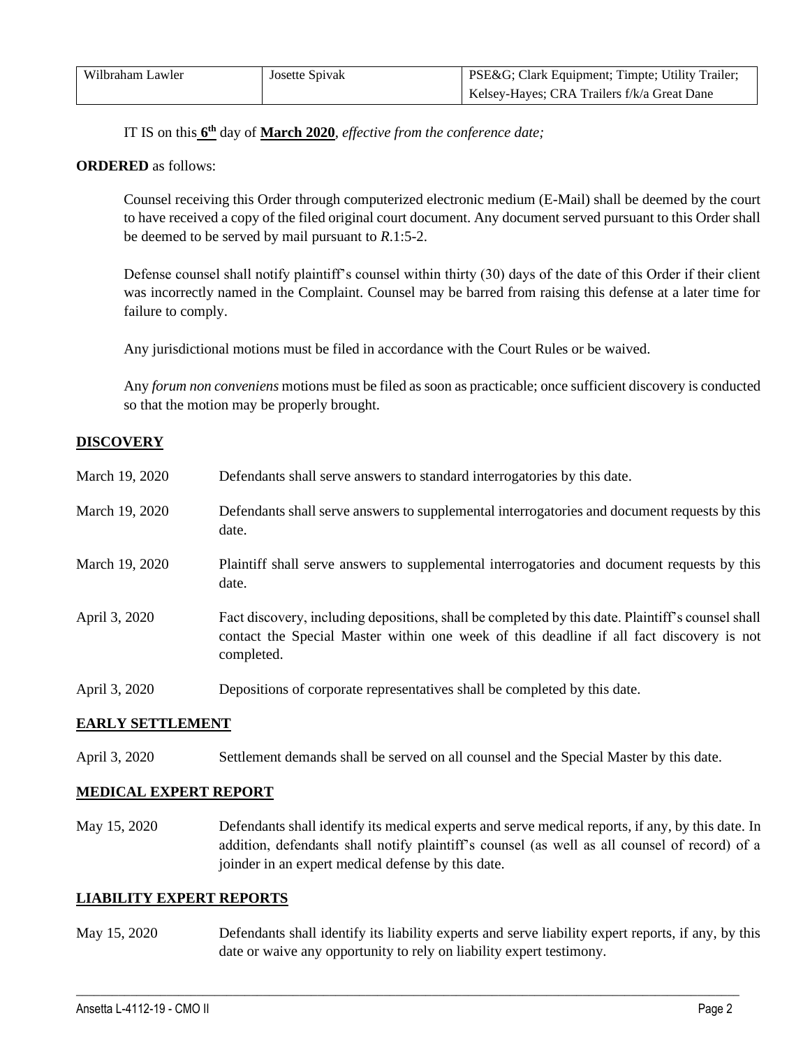| Wilbraham Lawler | Josette Spivak | PSE&G; Clark Equipment; Timpte; Utility Trailer; Kelsey-Hayes; CRA Trailers f/k/a Great Dane |
|---|---|---|

IT IS on this **6th** day of **March 2020**, *effective from the conference date;*

**ORDERED** as follows:

Counsel receiving this Order through computerized electronic medium (E-Mail) shall be deemed by the court to have received a copy of the filed original court document. Any document served pursuant to this Order shall be deemed to be served by mail pursuant to *R*.1:5-2.

Defense counsel shall notify plaintiff's counsel within thirty (30) days of the date of this Order if their client was incorrectly named in the Complaint. Counsel may be barred from raising this defense at a later time for failure to comply.

Any jurisdictional motions must be filed in accordance with the Court Rules or be waived.

Any *forum non conveniens* motions must be filed as soon as practicable; once sufficient discovery is conducted so that the motion may be properly brought.

**DISCOVERY**

| | |
|---|---|
| March 19, 2020 | Defendants shall serve answers to standard interrogatories by this date. |
| March 19, 2020 | Defendants shall serve answers to supplemental interrogatories and document requests by this date. |
| March 19, 2020 | Plaintiff shall serve answers to supplemental interrogatories and document requests by this date. |
| April 3, 2020 | Fact discovery, including depositions, shall be completed by this date. Plaintiff's counsel shall contact the Special Master within one week of this deadline if all fact discovery is not completed. |
| April 3, 2020 | Depositions of corporate representatives shall be completed by this date. |

**EARLY SETTLEMENT**

| | |
|---|---|
| April 3, 2020 | Settlement demands shall be served on all counsel and the Special Master by this date. |

**MEDICAL EXPERT REPORT**

| | |
|---|---|
| May 15, 2020 | Defendants shall identify its medical experts and serve medical reports, if any, by this date. In addition, defendants shall notify plaintiff's counsel (as well as all counsel of record) of a joinder in an expert medical defense by this date. |

**LIABILITY EXPERT REPORTS**

| | |
|---|---|
| May 15, 2020 | Defendants shall identify its liability experts and serve liability expert reports, if any, by this date or waive any opportunity to rely on liability expert testimony. |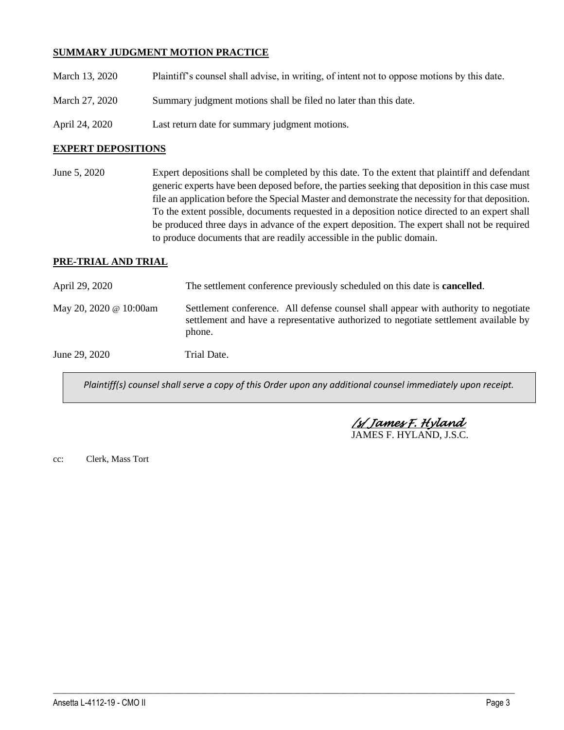**SUMMARY JUDGMENT MOTION PRACTICE**

| | |
|---|---|
| March 13, 2020 | Plaintiff's counsel shall advise, in writing, of intent not to oppose motions by this date. |
| March 27, 2020 | Summary judgment motions shall be filed no later than this date. |
| April 24, 2020 | Last return date for summary judgment motions. |

**EXPERT DEPOSITIONS**

| | |
|---|---|
| June 5, 2020 | Expert depositions shall be completed by this date. To the extent that plaintiff and defendant generic experts have been deposed before, the parties seeking that deposition in this case must file an application before the Special Master and demonstrate the necessity for that deposition. To the extent possible, documents requested in a deposition notice directed to an expert shall be produced three days in advance of the expert deposition. The expert shall not be required to produce documents that are readily accessible in the public domain. |

**PRE-TRIAL AND TRIAL**

| | |
|---|---|
| April 29, 2020 | The settlement conference previously scheduled on this date is **cancelled**. |
| May 20, 2020 @ 10:00am | Settlement conference. All defense counsel shall appear with authority to negotiate settlement and have a representative authorized to negotiate settlement available by phone. |
| June 29, 2020 | Trial Date. |

*Plaintiff(s) counsel shall serve a copy of this Order upon any additional counsel immediately upon receipt.*

/s/ James F. Hyland
JAMES F. HYLAND, J.S.C.

cc: Clerk, Mass Tort

Ansetta L-4112-19 - CMO II